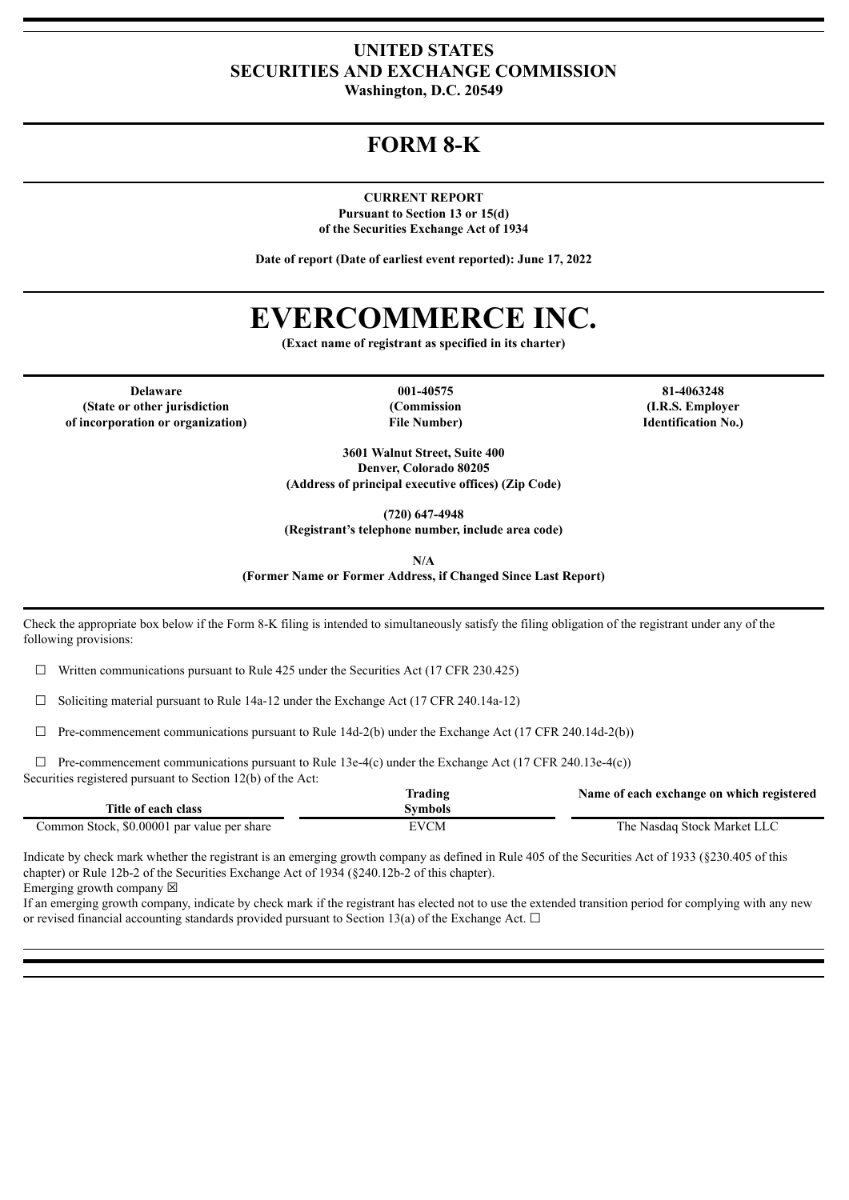# UNITED STATES
# SECURITIES AND EXCHANGE COMMISSION

**Washington, D.C. 20549**

# FORM 8-K

**CURRENT REPORT**

**Pursuant to Section 13 or 15(d)**
**of the Securities Exchange Act of 1934**

**Date of report (Date of earliest event reported): June 17, 2022**

# EVERCOMMERCE INC.

**(Exact name of registrant as specified in its charter)**

| Delaware | 001-40575 | 81-4063248 |
|---|---|---|
| (State or other jurisdiction of incorporation or organization) | (Commission File Number) | (I.R.S. Employer Identification No.) |

**3601 Walnut Street, Suite 400**
**Denver, Colorado 80205**
**(Address of principal executive offices) (Zip Code)**

**(720) 647-4948**
**(Registrant's telephone number, include area code)**

**N/A**
**(Former Name or Former Address, if Changed Since Last Report)**

Check the appropriate box below if the Form 8-K filing is intended to simultaneously satisfy the filing obligation of the registrant under any of the following provisions:

☐ Written communications pursuant to Rule 425 under the Securities Act (17 CFR 230.425)

☐ Soliciting material pursuant to Rule 14a-12 under the Exchange Act (17 CFR 240.14a-12)

☐ Pre-commencement communications pursuant to Rule 14d-2(b) under the Exchange Act (17 CFR 240.14d-2(b))

☐ Pre-commencement communications pursuant to Rule 13e-4(c) under the Exchange Act (17 CFR 240.13e-4(c))

Securities registered pursuant to Section 12(b) of the Act:

| Title of each class | Trading Symbols | Name of each exchange on which registered |
|---|---|---|
| Common Stock, $0.00001 par value per share | EVCM | The Nasdaq Stock Market LLC |

Indicate by check mark whether the registrant is an emerging growth company as defined in Rule 405 of the Securities Act of 1933 (§230.405 of this chapter) or Rule 12b-2 of the Securities Exchange Act of 1934 (§240.12b-2 of this chapter).

Emerging growth company ☒

If an emerging growth company, indicate by check mark if the registrant has elected not to use the extended transition period for complying with any new or revised financial accounting standards provided pursuant to Section 13(a) of the Exchange Act. ☐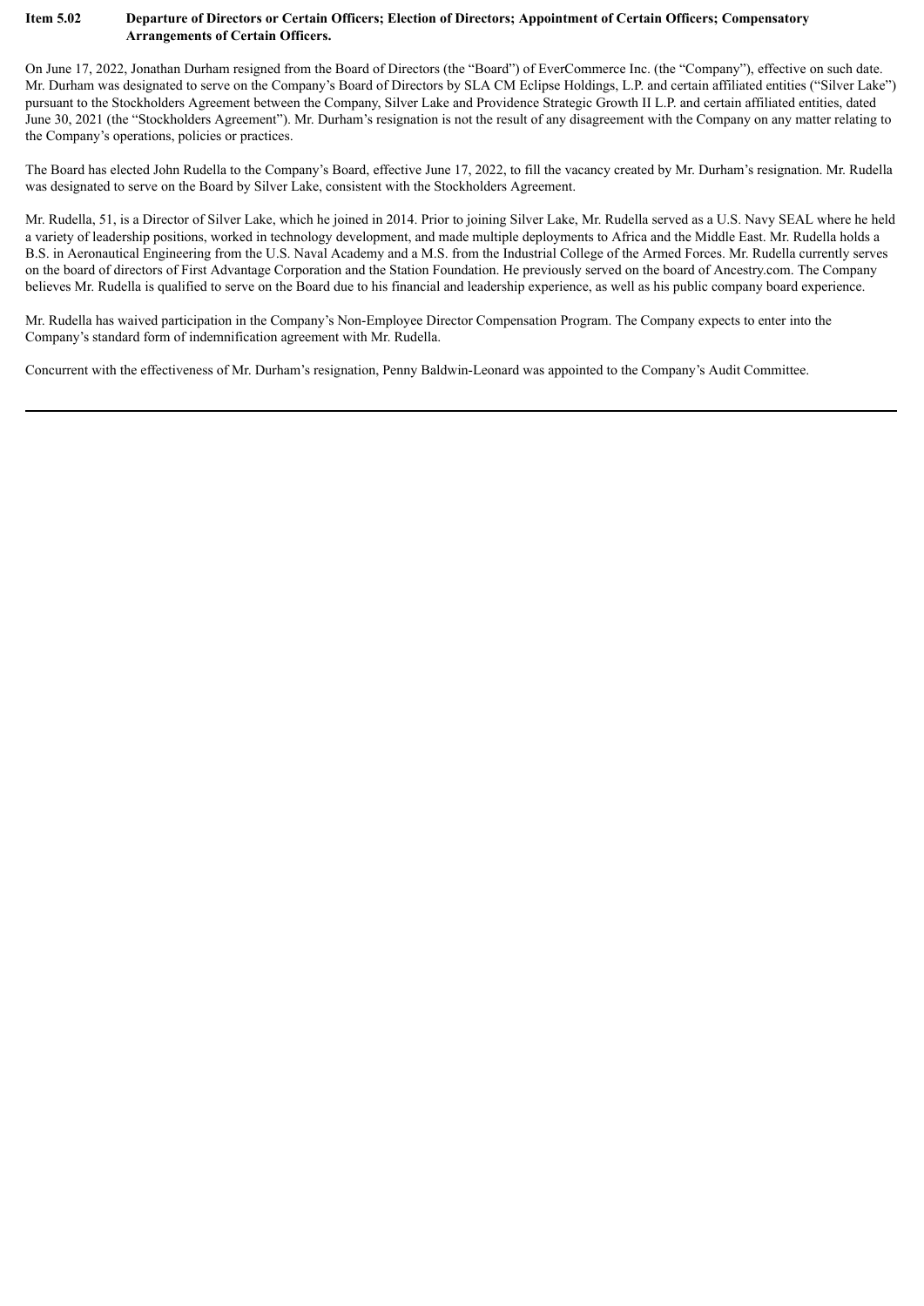**Item 5.02 Departure of Directors or Certain Officers; Election of Directors; Appointment of Certain Officers; Compensatory Arrangements of Certain Officers.**

On June 17, 2022, Jonathan Durham resigned from the Board of Directors (the "Board") of EverCommerce Inc. (the "Company"), effective on such date. Mr. Durham was designated to serve on the Company's Board of Directors by SLA CM Eclipse Holdings, L.P. and certain affiliated entities ("Silver Lake") pursuant to the Stockholders Agreement between the Company, Silver Lake and Providence Strategic Growth II L.P. and certain affiliated entities, dated June 30, 2021 (the "Stockholders Agreement"). Mr. Durham's resignation is not the result of any disagreement with the Company on any matter relating to the Company's operations, policies or practices.

The Board has elected John Rudella to the Company's Board, effective June 17, 2022, to fill the vacancy created by Mr. Durham's resignation. Mr. Rudella was designated to serve on the Board by Silver Lake, consistent with the Stockholders Agreement.

Mr. Rudella, 51, is a Director of Silver Lake, which he joined in 2014. Prior to joining Silver Lake, Mr. Rudella served as a U.S. Navy SEAL where he held a variety of leadership positions, worked in technology development, and made multiple deployments to Africa and the Middle East. Mr. Rudella holds a B.S. in Aeronautical Engineering from the U.S. Naval Academy and a M.S. from the Industrial College of the Armed Forces. Mr. Rudella currently serves on the board of directors of First Advantage Corporation and the Station Foundation. He previously served on the board of Ancestry.com. The Company believes Mr. Rudella is qualified to serve on the Board due to his financial and leadership experience, as well as his public company board experience.

Mr. Rudella has waived participation in the Company's Non-Employee Director Compensation Program. The Company expects to enter into the Company's standard form of indemnification agreement with Mr. Rudella.

Concurrent with the effectiveness of Mr. Durham's resignation, Penny Baldwin-Leonard was appointed to the Company's Audit Committee.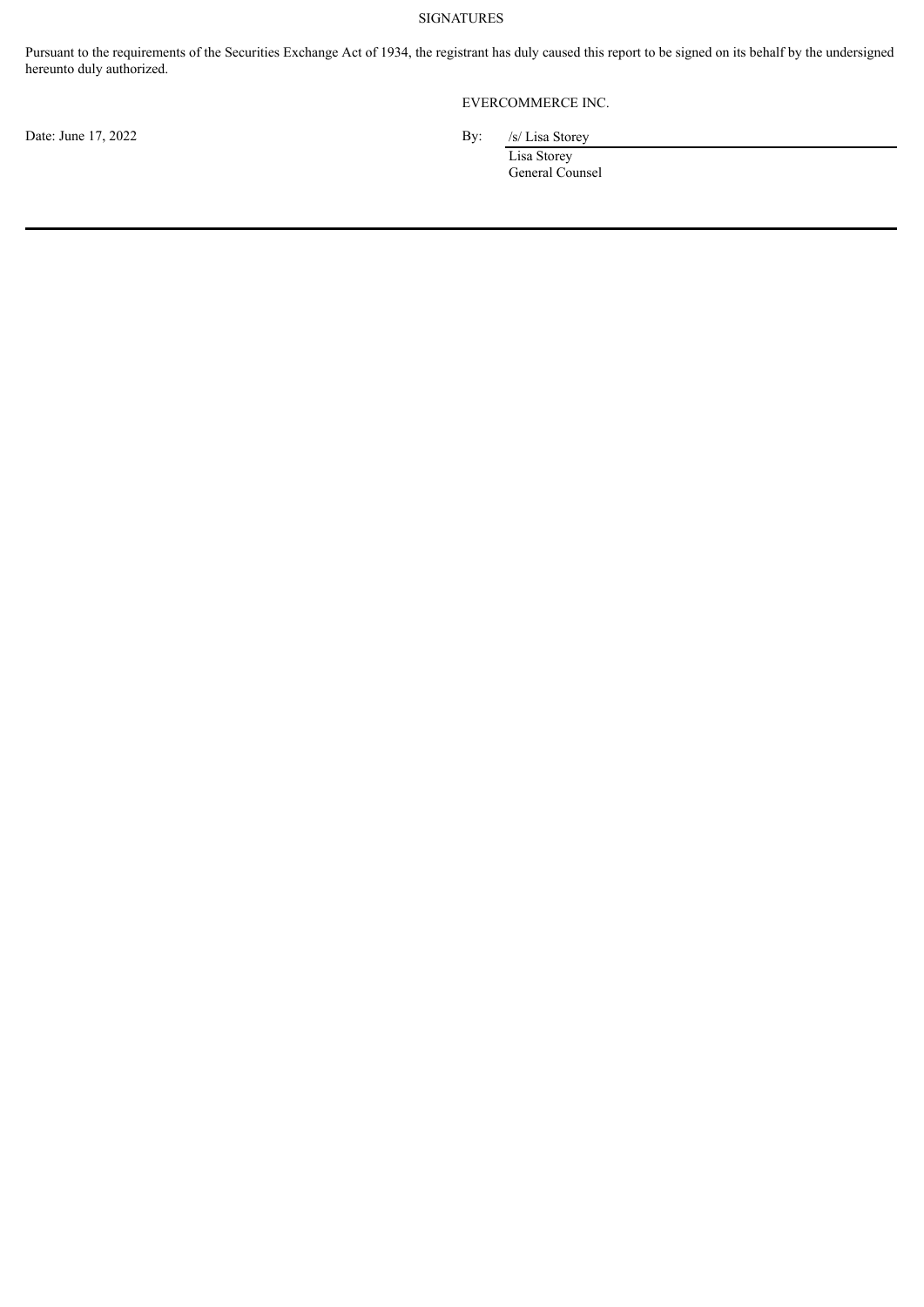SIGNATURES

Pursuant to the requirements of the Securities Exchange Act of 1934, the registrant has duly caused this report to be signed on its behalf by the undersigned hereunto duly authorized.

EVERCOMMERCE INC.

Date: June 17, 2022

By: /s/ Lisa Storey

Lisa Storey
General Counsel